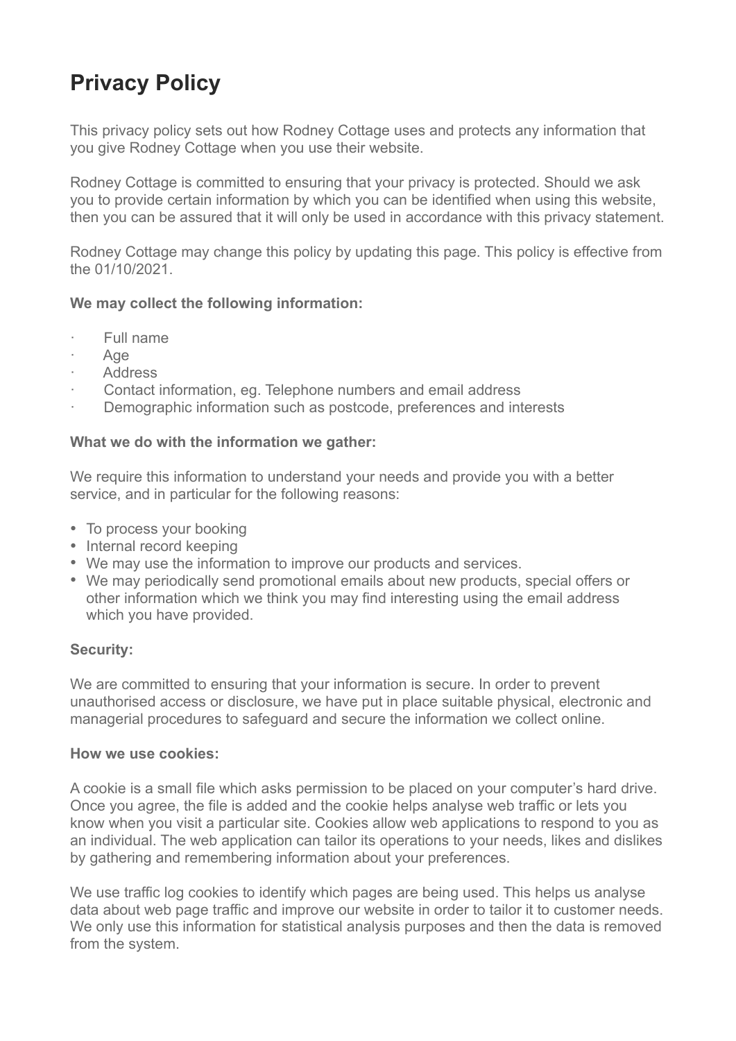# Privacy Policy

This privacy policy sets out how Rodney Cottage uses and protects any information that you give Rodney Cottage when you use their website.

Rodney Cottage is committed to ensuring that your privacy is protected. Should we ask you to provide certain information by which you can be identified when using this website, then you can be assured that it will only be used in accordance with this privacy statement.

Rodney Cottage may change this policy by updating this page. This policy is effective from the 01/10/2021.

**We may collect the following information:**

- Full name
- Age
- Address
- Contact information, eg. Telephone numbers and email address
- Demographic information such as postcode, preferences and interests

**What we do with the information we gather:**

We require this information to understand your needs and provide you with a better service, and in particular for the following reasons:

- To process your booking
- Internal record keeping
- We may use the information to improve our products and services.
- We may periodically send promotional emails about new products, special offers or other information which we think you may find interesting using the email address which you have provided.

**Security:**

We are committed to ensuring that your information is secure. In order to prevent unauthorised access or disclosure, we have put in place suitable physical, electronic and managerial procedures to safeguard and secure the information we collect online.

**How we use cookies:**

A cookie is a small file which asks permission to be placed on your computer's hard drive. Once you agree, the file is added and the cookie helps analyse web traffic or lets you know when you visit a particular site. Cookies allow web applications to respond to you as an individual. The web application can tailor its operations to your needs, likes and dislikes by gathering and remembering information about your preferences.

We use traffic log cookies to identify which pages are being used. This helps us analyse data about web page traffic and improve our website in order to tailor it to customer needs. We only use this information for statistical analysis purposes and then the data is removed from the system.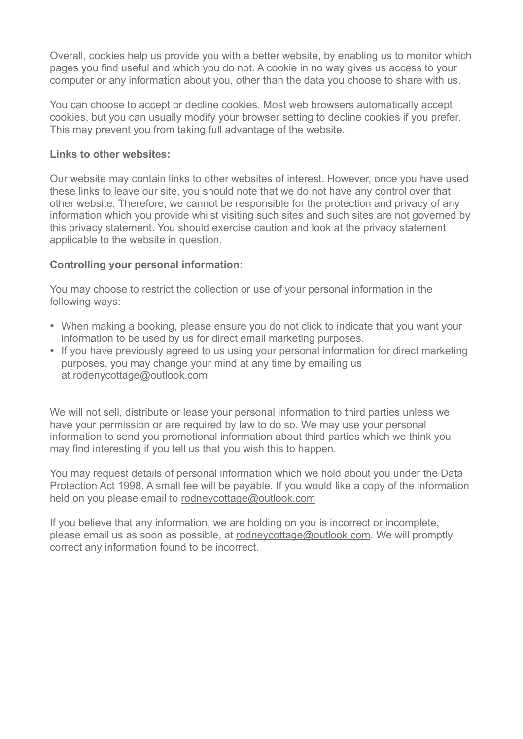Overall, cookies help us provide you with a better website, by enabling us to monitor which pages you find useful and which you do not. A cookie in no way gives us access to your computer or any information about you, other than the data you choose to share with us.

You can choose to accept or decline cookies. Most web browsers automatically accept cookies, but you can usually modify your browser setting to decline cookies if you prefer. This may prevent you from taking full advantage of the website.

**Links to other websites:**

Our website may contain links to other websites of interest. However, once you have used these links to leave our site, you should note that we do not have any control over that other website. Therefore, we cannot be responsible for the protection and privacy of any information which you provide whilst visiting such sites and such sites are not governed by this privacy statement. You should exercise caution and look at the privacy statement applicable to the website in question.

**Controlling your personal information:**

You may choose to restrict the collection or use of your personal information in the following ways:

- When making a booking, please ensure you do not click to indicate that you want your information to be used by us for direct email marketing purposes.
- If you have previously agreed to us using your personal information for direct marketing purposes, you may change your mind at any time by emailing us at rodenycottage@outlook.com

We will not sell, distribute or lease your personal information to third parties unless we have your permission or are required by law to do so. We may use your personal information to send you promotional information about third parties which we think you may find interesting if you tell us that you wish this to happen.

You may request details of personal information which we hold about you under the Data Protection Act 1998. A small fee will be payable. If you would like a copy of the information held on you please email to rodneycottage@outlook.com

If you believe that any information, we are holding on you is incorrect or incomplete, please email us as soon as possible, at rodneycottage@outlook.com. We will promptly correct any information found to be incorrect.